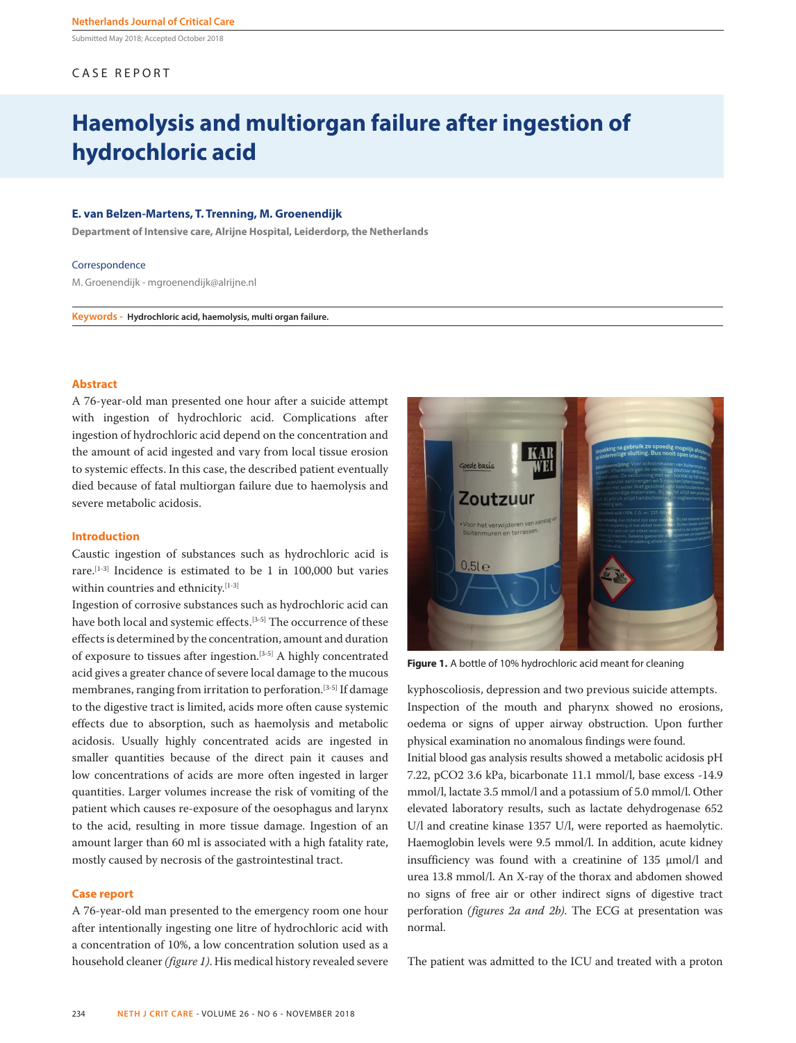CASE REPORT

# Haemolysis and multiorgan failure after ingestion of hydrochloric acid

**E. van Belzen-Martens, T. Trenning, M. Groenendijk**

**Department of Intensive care, Alrijne Hospital, Leiderdorp, the Netherlands**

Correspondence

M. Groenendijk - mgroenendijk@alrijne.nl

**Keywords -** **Hydrochloric acid, haemolysis, multi organ failure.**

Submitted May 2018; Accepted October 2018

## Abstract

A 76-year-old man presented one hour after a suicide attempt with ingestion of hydrochloric acid. Complications after ingestion of hydrochloric acid depend on the concentration and the amount of acid ingested and vary from local tissue erosion to systemic effects. In this case, the described patient eventually died because of fatal multiorgan failure due to haemolysis and severe metabolic acidosis.

## Introduction

Caustic ingestion of substances such as hydrochloric acid is rare.[1-3] Incidence is estimated to be 1 in 100,000 but varies within countries and ethnicity.[1-3]

Ingestion of corrosive substances such as hydrochloric acid can have both local and systemic effects.[3-5] The occurrence of these effects is determined by the concentration, amount and duration of exposure to tissues after ingestion.[3-5] A highly concentrated acid gives a greater chance of severe local damage to the mucous membranes, ranging from irritation to perforation.[3-5] If damage to the digestive tract is limited, acids more often cause systemic effects due to absorption, such as haemolysis and metabolic acidosis. Usually highly concentrated acids are ingested in smaller quantities because of the direct pain it causes and low concentrations of acids are more often ingested in larger quantities. Larger volumes increase the risk of vomiting of the patient which causes re-exposure of the oesophagus and larynx to the acid, resulting in more tissue damage. Ingestion of an amount larger than 60 ml is associated with a high fatality rate, mostly caused by necrosis of the gastrointestinal tract.

## Case report

A 76-year-old man presented to the emergency room one hour after intentionally ingesting one litre of hydrochloric acid with a concentration of 10%, a low concentration solution used as a household cleaner *(figure 1)*. His medical history revealed severe kyphoscoliosis, depression and two previous suicide attempts. Inspection of the mouth and pharynx showed no erosions, oedema or signs of upper airway obstruction. Upon further physical examination no anomalous findings were found.

Initial blood gas analysis results showed a metabolic acidosis pH 7.22, pCO2 3.6 kPa, bicarbonate 11.1 mmol/l, base excess -14.9 mmol/l, lactate 3.5 mmol/l and a potassium of 5.0 mmol/l. Other elevated laboratory results, such as lactate dehydrogenase 652 U/l and creatine kinase 1357 U/l, were reported as haemolytic. Haemoglobin levels were 9.5 mmol/l. In addition, acute kidney insufficiency was found with a creatinine of 135 μmol/l and urea 13.8 mmol/l. An X-ray of the thorax and abdomen showed no signs of free air or other indirect signs of digestive tract perforation *(figures 2a and 2b)*. The ECG at presentation was normal.

**Figure 1.** A bottle of 10% hydrochloric acid meant for cleaning

The patient was admitted to the ICU and treated with a proton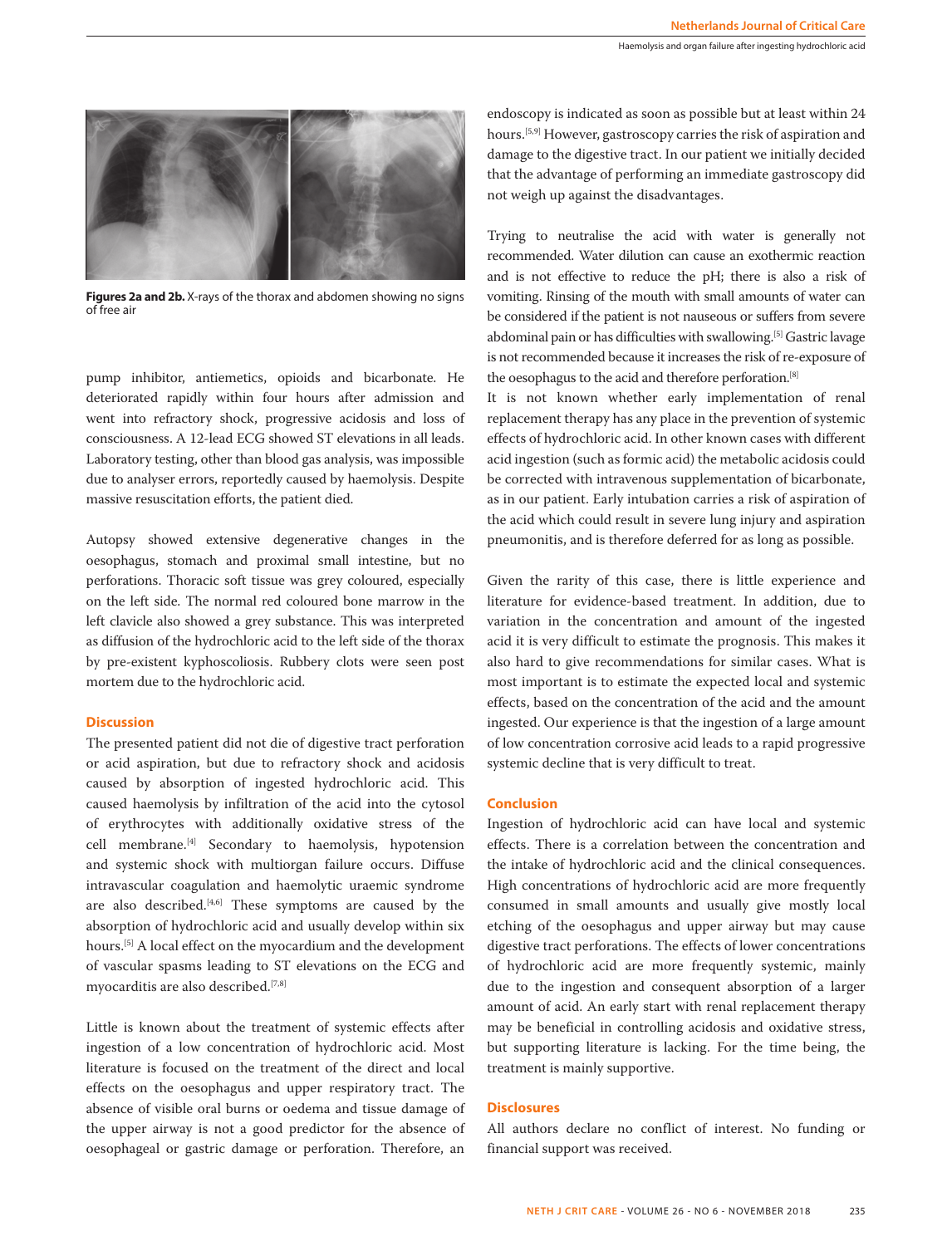Figures 2a and 2b. X-rays of the thorax and abdomen showing no signs of free air

pump inhibitor, antiemetics, opioids and bicarbonate. He deteriorated rapidly within four hours after admission and went into refractory shock, progressive acidosis and loss of consciousness. A 12-lead ECG showed ST elevations in all leads. Laboratory testing, other than blood gas analysis, was impossible due to analyser errors, reportedly caused by haemolysis. Despite massive resuscitation efforts, the patient died.

Autopsy showed extensive degenerative changes in the oesophagus, stomach and proximal small intestine, but no perforations. Thoracic soft tissue was grey coloured, especially on the left side. The normal red coloured bone marrow in the left clavicle also showed a grey substance. This was interpreted as diffusion of the hydrochloric acid to the left side of the thorax by pre-existent kyphoscoliosis. Rubbery clots were seen post mortem due to the hydrochloric acid.

## Discussion

The presented patient did not die of digestive tract perforation or acid aspiration, but due to refractory shock and acidosis caused by absorption of ingested hydrochloric acid. This caused haemolysis by infiltration of the acid into the cytosol of erythrocytes with additionally oxidative stress of the cell membrane.[4] Secondary to haemolysis, hypotension and systemic shock with multiorgan failure occurs. Diffuse intravascular coagulation and haemolytic uraemic syndrome are also described.[4,6] These symptoms are caused by the absorption of hydrochloric acid and usually develop within six hours.[5] A local effect on the myocardium and the development of vascular spasms leading to ST elevations on the ECG and myocarditis are also described.[7,8]

Little is known about the treatment of systemic effects after ingestion of a low concentration of hydrochloric acid. Most literature is focused on the treatment of the direct and local effects on the oesophagus and upper respiratory tract. The absence of visible oral burns or oedema and tissue damage of the upper airway is not a good predictor for the absence of oesophageal or gastric damage or perforation. Therefore, an endoscopy is indicated as soon as possible but at least within 24 hours.[5,9] However, gastroscopy carries the risk of aspiration and damage to the digestive tract. In our patient we initially decided that the advantage of performing an immediate gastroscopy did not weigh up against the disadvantages.

Trying to neutralise the acid with water is generally not recommended. Water dilution can cause an exothermic reaction and is not effective to reduce the pH; there is also a risk of vomiting. Rinsing of the mouth with small amounts of water can be considered if the patient is not nauseous or suffers from severe abdominal pain or has difficulties with swallowing.[5] Gastric lavage is not recommended because it increases the risk of re-exposure of the oesophagus to the acid and therefore perforation.[8]

It is not known whether early implementation of renal replacement therapy has any place in the prevention of systemic effects of hydrochloric acid. In other known cases with different acid ingestion (such as formic acid) the metabolic acidosis could be corrected with intravenous supplementation of bicarbonate, as in our patient. Early intubation carries a risk of aspiration of the acid which could result in severe lung injury and aspiration pneumonitis, and is therefore deferred for as long as possible.

Given the rarity of this case, there is little experience and literature for evidence-based treatment. In addition, due to variation in the concentration and amount of the ingested acid it is very difficult to estimate the prognosis. This makes it also hard to give recommendations for similar cases. What is most important is to estimate the expected local and systemic effects, based on the concentration of the acid and the amount ingested. Our experience is that the ingestion of a large amount of low concentration corrosive acid leads to a rapid progressive systemic decline that is very difficult to treat.

## Conclusion

Ingestion of hydrochloric acid can have local and systemic effects. There is a correlation between the concentration and the intake of hydrochloric acid and the clinical consequences. High concentrations of hydrochloric acid are more frequently consumed in small amounts and usually give mostly local etching of the oesophagus and upper airway but may cause digestive tract perforations. The effects of lower concentrations of hydrochloric acid are more frequently systemic, mainly due to the ingestion and consequent absorption of a larger amount of acid. An early start with renal replacement therapy may be beneficial in controlling acidosis and oxidative stress, but supporting literature is lacking. For the time being, the treatment is mainly supportive.

## Disclosures

All authors declare no conflict of interest. No funding or financial support was received.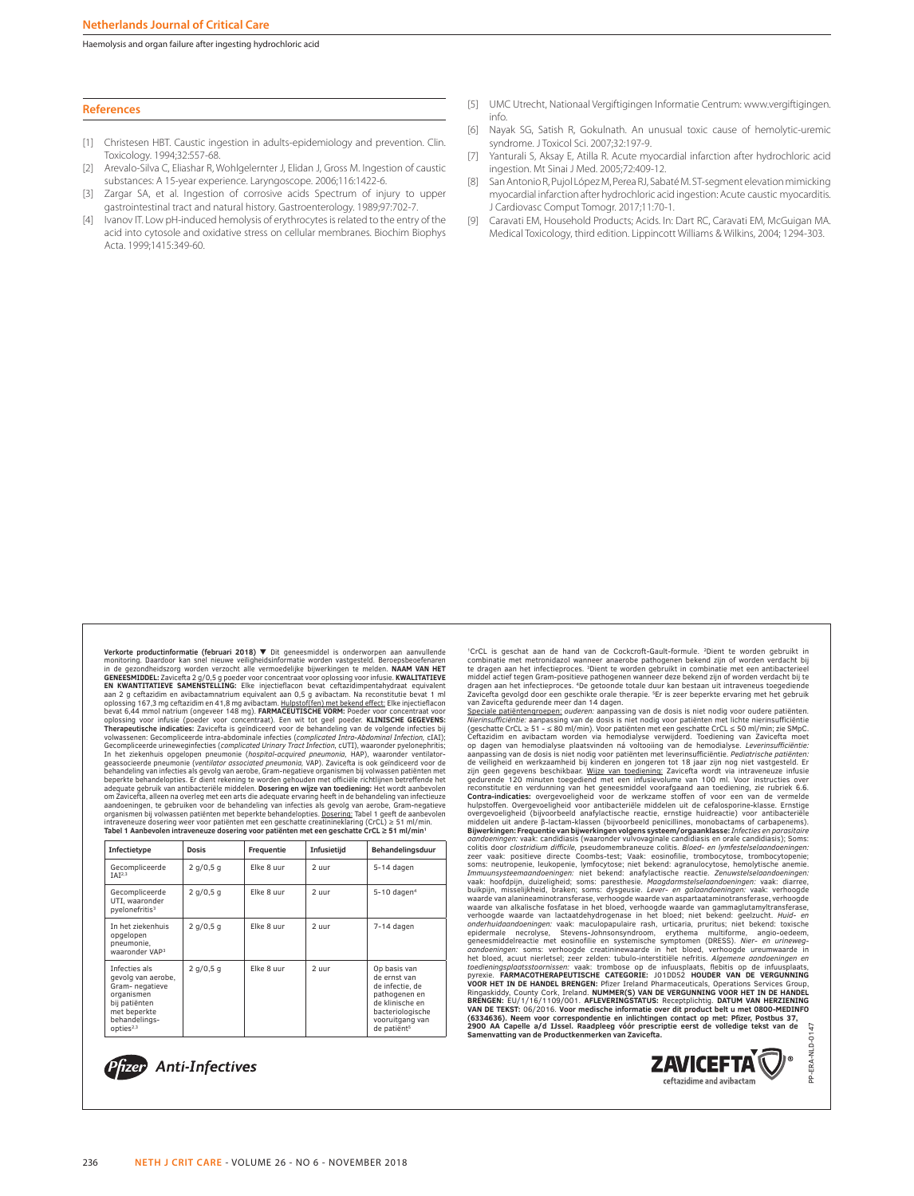## References

[1] Christesen HBT. Caustic ingestion in adults-epidemiology and prevention. Clin. Toxicology. 1994;32:557-68.

[2] Arevalo-Silva C, Eliashar R, Wohlgelernter J, Elidan J, Gross M. Ingestion of caustic substances: A 15-year experience. Laryngoscope. 2006;116:1422-6.

[3] Zargar SA, et al. Ingestion of corrosive acids Spectrum of injury to upper gastrointestinal tract and natural history. Gastroenterology. 1989;97:702-7.

[4] Ivanov IT. Low pH-induced hemolysis of erythrocytes is related to the entry of the acid into cytosole and oxidative stress on cellular membranes. Biochim Biophys Acta. 1999;1415:349-60.

[5] UMC Utrecht, Nationaal Vergiftigingen Informatie Centrum: www.vergiftigingen.info.

[6] Nayak SG, Satish R, Gokulnath. An unusual toxic cause of hemolytic-uremic syndrome. J Toxicol Sci. 2007;32:197-9.

[7] Yanturali S, Aksay E, Atilla R. Acute myocardial infarction after hydrochloric acid ingestion. Mt Sinai J Med. 2005;72:409-12.

[8] San Antonio R, Pujol López M, Perea RJ, Sabaté M. ST-segment elevation mimicking myocardial infarction after hydrochloric acid ingestion: Acute caustic myocarditis. J Cardiovasc Comput Tomogr. 2017;11:70-1.

[9] Caravati EM, Household Products; Acids. In: Dart RC, Caravati EM, McGuigan MA. Medical Toxicology, third edition. Lippincott Williams & Wilkins, 2004; 1294-303.

**Verkorte productinformatie (februari 2018)** ▼ Dit geneesmiddel is onderworpen aan aanvullende monitoring. Daardoor kan snel nieuwe veiligheidsinformatie worden vastgesteld. Beroepsbeoefenaren in de gezondheidszorg worden verzocht alle vermoedelijke bijwerkingen te melden. **NAAM VAN HET GENEESMIDDEL:** Zavicefta 2 g/0,5 g poeder voor concentraat voor oplossing voor infusie. **KWALITATIEVE EN KWANTITATIEVE SAMENSTELLING:** Elke injectieflacon bevat ceftazidimpentahydraat equivalent aan 2 g ceftazidim en avibactamnatrium equivalent aan 0,5 g avibactam. Na reconstitutie bevat 1 ml oplossing 167,3 mg ceftazidim en 41,8 mg avibactam. Hulpstof(fen) met bekend effect: Elke injectieflacon bevat 6,44 mmol natrium (ongeveer 148 mg). **FARMACEUTISCHE VORM:** Poeder voor concentraat voor oplossing voor infusie (poeder voor concentraat). Een wit tot geel poeder. **KLINISCHE GEGEVENS: Therapeutische indicaties:** Zavicefta is geïndiceerd voor de behandeling van de volgende infecties bij volwassenen: Gecompliceerde intra-abdominale infecties (*complicated Intra-Abdominal Infection*, cIAI); Gecompliceerde urineweginfecties (*complicated Urinary Tract Infection*, cUTI), waaronder pyelonephritis; In het ziekenhuis opgelopen pneumonie (*hospital-acquired pneumonia*, HAP), waaronder ventilatorgeassocieerde pneumonie (*ventilator associated pneumonia*, VAP). Zavicefta is ook geïndiceerd voor de behandeling van infecties als gevolg van aerobe, Gram-negatieve organismen bij volwassen patiënten met beperkte behandelopties. Er dient rekening te worden gehouden met officiële richtlijnen betreffende het adequate gebruik van antibacteriële middelen. **Dosering en wijze van toediening:** Het wordt aanbevolen om Zavicefta, alleen na overleg met een arts die adequate ervaring heeft in de behandeling van infectieuze aandoeningen, te gebruiken voor de behandeling van infecties als gevolg van aerobe, Gram-negatieve organismen bij volwassen patiënten met beperkte behandelopties. Dosering: Tabel 1 geeft de aanbevolen intraveneuze dosering weer voor patiënten met een geschatte creatinineklaring (CrCL) ≥ 51 ml/min.

**Tabel 1 Aanbevolen intraveneuze dosering voor patiënten met een geschatte CrCL ≥ 51 ml/min[1]**

| Infectietype | Dosis | Frequentie | Infusietijd | Behandelingsduur |
|---|---|---|---|---|
| Gecompliceerde IAI[2,3] | 2 g/0,5 g | Elke 8 uur | 2 uur | 5-14 dagen |
| Gecompliceerde UTI, waaronder pyelonefritis[3] | 2 g/0,5 g | Elke 8 uur | 2 uur | 5-10 dagen[4] |
| In het ziekenhuis opgelopen pneumonie, waaronder VAP[3] | 2 g/0,5 g | Elke 8 uur | 2 uur | 7-14 dagen |
| Infecties als gevolg van aerobe, Gram- negatieve organismen bij patiënten met beperkte behandelings-opties[2,3] | 2 g/0,5 g | Elke 8 uur | 2 uur | Op basis van de ernst van de infectie, de pathogenen en de klinische en bacteriologische vooruitgang van de patiënt[5] |

[1]CrCL is geschat aan de hand van de Cockcroft-Gault-formule. [2]Dient te worden gebruikt in combinatie met metronidazol wanneer anaerobe pathogenen bekend zijn of worden verdacht bij te dragen aan het infectieproces. [3]Dient te worden gebruikt in combinatie met een antibacterieel middel actief tegen Gram-positieve pathogenen wanneer deze bekend zijn of worden verdacht bij te dragen aan het infectieproces. [4]De getoonde totale duur kan bestaan uit intraveneus toegediende Zavicefta gevolgd door een geschikte orale therapie. [5]Er is zeer beperkte ervaring met het gebruik van Zavicefta gedurende meer dan 14 dagen.

Speciale patiëntengroepen: *ouderen:* aanpassing van de dosis is niet nodig voor oudere patiënten. *Nierinsufficiëntie:* aanpassing van de dosis is niet nodig voor patiënten met lichte nierinsufficiëntie (geschatte CrCL ≥ 51 – ≤ 80 ml/min). Voor patiënten met een geschatte CrCL ≤ 50 ml/min; zie SMpC. Ceftazidim en avibactam worden via hemodialyse verwijderd. Toediening van Zavicefta moet op dagen van hemodialyse plaatsvinden ná voltooiing van de hemodialyse. *Leverinsufficiëntie:* aanpassing van de dosis is niet nodig voor patiënten met leverinsufficiëntie. *Pediatrische patiënten:* de veiligheid en werkzaamheid bij kinderen en jongeren tot 18 jaar zijn nog niet vastgesteld. Er zijn geen gegevens beschikbaar. Wijze van toediening: Zavicefta wordt via intraveneuze infusie gedurende 120 minuten toegediend met een infusievolume van 100 ml. Voor instructies over reconstitutie en verdunning van het geneesmiddel voorafgaand aan toediening, zie rubriek 6.6. **Contra-indicaties:** overgevoeligheid voor de werkzame stoffen of voor een van de vermelde hulpstoffen. Overgevoeligheid voor antibacteriële middelen uit de cefalosporine-klasse. Ernstige overgevoeligheid (bijvoorbeeld anafylactische reactie, ernstige huidreactie) voor antibacteriële middelen uit andere β-lactam-klassen (bijvoorbeeld penicillines, monobactams of carbapenems). **Bijwerkingen: Frequentie van bijwerkingen volgens systeem/orgaanklasse:** *Infecties en parasitaire aandoeningen:* vaak: candidiasis (waaronder vulvovaginale candidiasis en orale candidiasis); Soms: colitis door *clostridium difficile*, pseudomembraneuze colitis. *Bloed- en lymfestelselaandoeningen:* zeer vaak: positieve directe Coombs-test; Vaak: eosinofilie, trombocytose, trombocytopenie; soms: neutropenie, leukopenie, lymfocytose; niet bekend: agranulocytose, hemolytische anemie. *Immuunsysteemaandoeningen:* niet bekend: anafylactische reactie. *Zenuwstelselaandoeningen:* vaak: hoofdpijn, duizeligheid; soms: paresthesie. *Maagdarmstelselaandoeningen:* vaak: diarree, buikpijn, misselijkheid, braken; soms: dysgeusie. *Lever- en galaandoeningen:* vaak: verhoogde waarde van alanineaminotransferase, verhoogde waarde van aspartaataminotransferase, verhoogde waarde van alkalische fosfatase in het bloed, verhoogde waarde van gammaglutamyltransferase, verhoogde waarde van lactaatdehydrogenase in het bloed; niet bekend: geelzucht. *Huid- en onderhuidaandoeningen:* vaak: maculopapulaire rash, urticaria, pruritus; niet bekend: toxische epidermale necrolyse, Stevens-Johnsonsyndroom, erythema multiforme, angio-oedeem, geneesmiddelreactie met eosinofilie en systemische symptomen (DRESS). *Nier- en urinewegaandoeningen:* soms: verhoogde creatininewaarde in het bloed, verhoogde ureumwaarde in het bloed, acuut nierletsel; zeer zelden: tubulo-interstitiële nefritis. *Algemene aandoeningen en toedieningsplaatsstoornissen:* vaak: trombose op de infuusplaats, flebitis op de infuusplaats, pyrexie. **FARMACOTHERAPEUTISCHE CATEGORIE:** J01DD52 **HOUDER VAN DE VERGUNNING VOOR HET IN DE HANDEL BRENGEN:** Pfizer Ireland Pharmaceuticals, Operations Services Group, Ringaskiddy, County Cork, Ireland. **NUMMER(S) VAN DE VERGUNNING VOOR HET IN DE HANDEL BRENGEN:** EU/1/16/1109/001. **AFLEVERINGSTATUS:** Receptplichtig. **DATUM VAN HERZIENING VAN DE TEKST:** 06/2016. **Voor medische informatie over dit product belt u met 0800-MEDINFO (6334636). Neem voor correspondentie en inlichtingen contact op met: Pfizer, Postbus 37, 2900 AA Capelle a/d IJssel. Raadpleeg vóór prescriptie eerst de volledige tekst van de Samenvatting van de Productkenmerken van Zavicefta.**

Pfizer Anti-Infectives

ZAVICEFTA® ceftazidime and avibactam

PP-ERA-NLD-0147